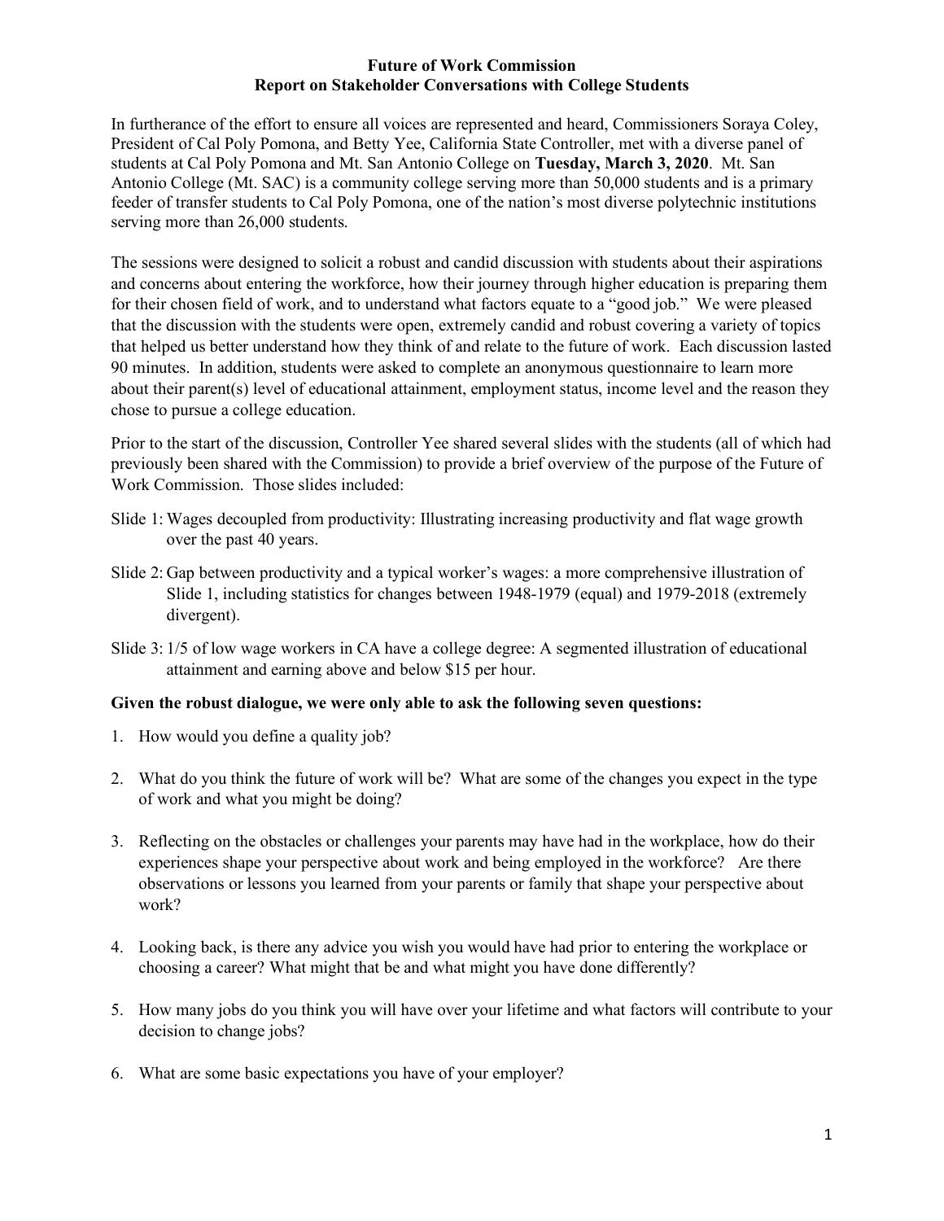**Future of Work Commission**
**Report on Stakeholder Conversations with College Students**

In furtherance of the effort to ensure all voices are represented and heard, Commissioners Soraya Coley, President of Cal Poly Pomona, and Betty Yee, California State Controller, met with a diverse panel of students at Cal Poly Pomona and Mt. San Antonio College on **Tuesday, March 3, 2020**. Mt. San Antonio College (Mt. SAC) is a community college serving more than 50,000 students and is a primary feeder of transfer students to Cal Poly Pomona, one of the nation's most diverse polytechnic institutions serving more than 26,000 students.

The sessions were designed to solicit a robust and candid discussion with students about their aspirations and concerns about entering the workforce, how their journey through higher education is preparing them for their chosen field of work, and to understand what factors equate to a "good job." We were pleased that the discussion with the students were open, extremely candid and robust covering a variety of topics that helped us better understand how they think of and relate to the future of work. Each discussion lasted 90 minutes. In addition, students were asked to complete an anonymous questionnaire to learn more about their parent(s) level of educational attainment, employment status, income level and the reason they chose to pursue a college education.

Prior to the start of the discussion, Controller Yee shared several slides with the students (all of which had previously been shared with the Commission) to provide a brief overview of the purpose of the Future of Work Commission. Those slides included:

Slide 1: Wages decoupled from productivity: Illustrating increasing productivity and flat wage growth over the past 40 years.

Slide 2: Gap between productivity and a typical worker's wages: a more comprehensive illustration of Slide 1, including statistics for changes between 1948-1979 (equal) and 1979-2018 (extremely divergent).

Slide 3: 1/5 of low wage workers in CA have a college degree: A segmented illustration of educational attainment and earning above and below $15 per hour.

**Given the robust dialogue, we were only able to ask the following seven questions:**

1. How would you define a quality job?
2. What do you think the future of work will be? What are some of the changes you expect in the type of work and what you might be doing?
3. Reflecting on the obstacles or challenges your parents may have had in the workplace, how do their experiences shape your perspective about work and being employed in the workforce? Are there observations or lessons you learned from your parents or family that shape your perspective about work?
4. Looking back, is there any advice you wish you would have had prior to entering the workplace or choosing a career? What might that be and what might you have done differently?
5. How many jobs do you think you will have over your lifetime and what factors will contribute to your decision to change jobs?
6. What are some basic expectations you have of your employer?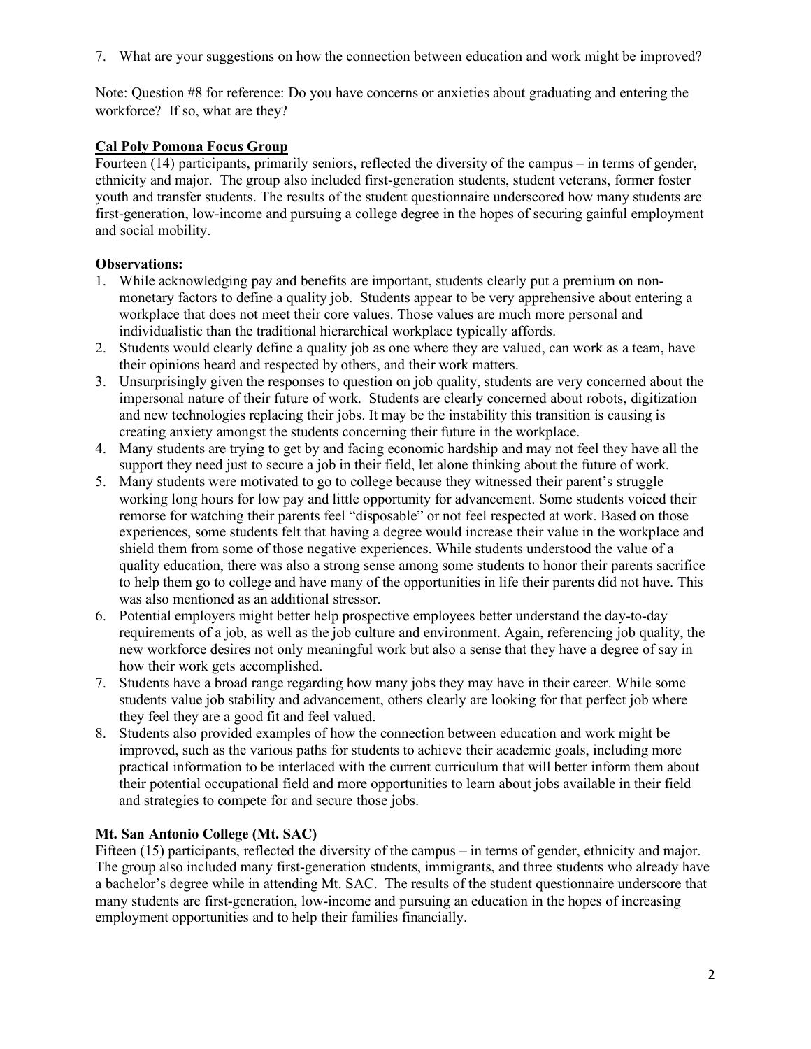7. What are your suggestions on how the connection between education and work might be improved?

Note: Question #8 for reference: Do you have concerns or anxieties about graduating and entering the workforce? If so, what are they?

**Cal Poly Pomona Focus Group**

Fourteen (14) participants, primarily seniors, reflected the diversity of the campus – in terms of gender, ethnicity and major. The group also included first-generation students, student veterans, former foster youth and transfer students. The results of the student questionnaire underscored how many students are first-generation, low-income and pursuing a college degree in the hopes of securing gainful employment and social mobility.

**Observations:**

1. While acknowledging pay and benefits are important, students clearly put a premium on non-monetary factors to define a quality job. Students appear to be very apprehensive about entering a workplace that does not meet their core values. Those values are much more personal and individualistic than the traditional hierarchical workplace typically affords.
2. Students would clearly define a quality job as one where they are valued, can work as a team, have their opinions heard and respected by others, and their work matters.
3. Unsurprisingly given the responses to question on job quality, students are very concerned about the impersonal nature of their future of work. Students are clearly concerned about robots, digitization and new technologies replacing their jobs. It may be the instability this transition is causing is creating anxiety amongst the students concerning their future in the workplace.
4. Many students are trying to get by and facing economic hardship and may not feel they have all the support they need just to secure a job in their field, let alone thinking about the future of work.
5. Many students were motivated to go to college because they witnessed their parent's struggle working long hours for low pay and little opportunity for advancement. Some students voiced their remorse for watching their parents feel "disposable" or not feel respected at work. Based on those experiences, some students felt that having a degree would increase their value in the workplace and shield them from some of those negative experiences. While students understood the value of a quality education, there was also a strong sense among some students to honor their parents sacrifice to help them go to college and have many of the opportunities in life their parents did not have. This was also mentioned as an additional stressor.
6. Potential employers might better help prospective employees better understand the day-to-day requirements of a job, as well as the job culture and environment. Again, referencing job quality, the new workforce desires not only meaningful work but also a sense that they have a degree of say in how their work gets accomplished.
7. Students have a broad range regarding how many jobs they may have in their career. While some students value job stability and advancement, others clearly are looking for that perfect job where they feel they are a good fit and feel valued.
8. Students also provided examples of how the connection between education and work might be improved, such as the various paths for students to achieve their academic goals, including more practical information to be interlaced with the current curriculum that will better inform them about their potential occupational field and more opportunities to learn about jobs available in their field and strategies to compete for and secure those jobs.

**Mt. San Antonio College (Mt. SAC)**

Fifteen (15) participants, reflected the diversity of the campus – in terms of gender, ethnicity and major. The group also included many first-generation students, immigrants, and three students who already have a bachelor's degree while in attending Mt. SAC. The results of the student questionnaire underscore that many students are first-generation, low-income and pursuing an education in the hopes of increasing employment opportunities and to help their families financially.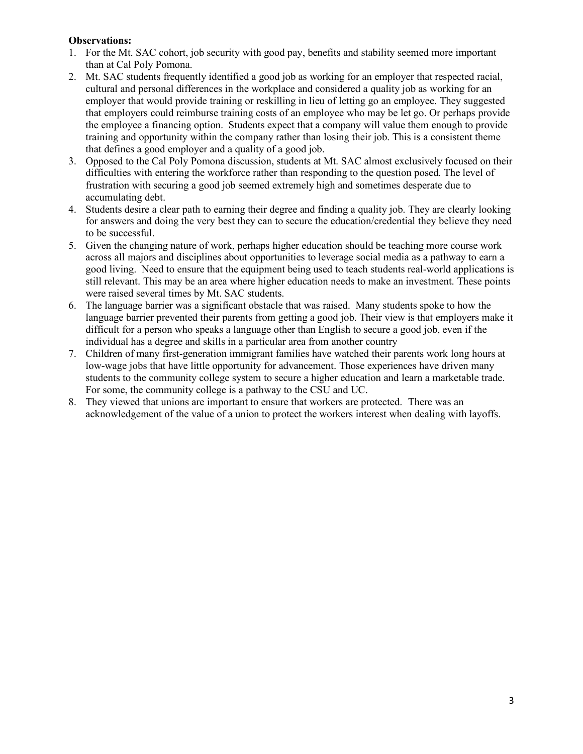**Observations:**

1. For the Mt. SAC cohort, job security with good pay, benefits and stability seemed more important than at Cal Poly Pomona.
2. Mt. SAC students frequently identified a good job as working for an employer that respected racial, cultural and personal differences in the workplace and considered a quality job as working for an employer that would provide training or reskilling in lieu of letting go an employee. They suggested that employers could reimburse training costs of an employee who may be let go. Or perhaps provide the employee a financing option. Students expect that a company will value them enough to provide training and opportunity within the company rather than losing their job. This is a consistent theme that defines a good employer and a quality of a good job.
3. Opposed to the Cal Poly Pomona discussion, students at Mt. SAC almost exclusively focused on their difficulties with entering the workforce rather than responding to the question posed. The level of frustration with securing a good job seemed extremely high and sometimes desperate due to accumulating debt.
4. Students desire a clear path to earning their degree and finding a quality job. They are clearly looking for answers and doing the very best they can to secure the education/credential they believe they need to be successful.
5. Given the changing nature of work, perhaps higher education should be teaching more course work across all majors and disciplines about opportunities to leverage social media as a pathway to earn a good living. Need to ensure that the equipment being used to teach students real-world applications is still relevant. This may be an area where higher education needs to make an investment. These points were raised several times by Mt. SAC students.
6. The language barrier was a significant obstacle that was raised. Many students spoke to how the language barrier prevented their parents from getting a good job. Their view is that employers make it difficult for a person who speaks a language other than English to secure a good job, even if the individual has a degree and skills in a particular area from another country
7. Children of many first-generation immigrant families have watched their parents work long hours at low-wage jobs that have little opportunity for advancement. Those experiences have driven many students to the community college system to secure a higher education and learn a marketable trade. For some, the community college is a pathway to the CSU and UC.
8. They viewed that unions are important to ensure that workers are protected. There was an acknowledgement of the value of a union to protect the workers interest when dealing with layoffs.